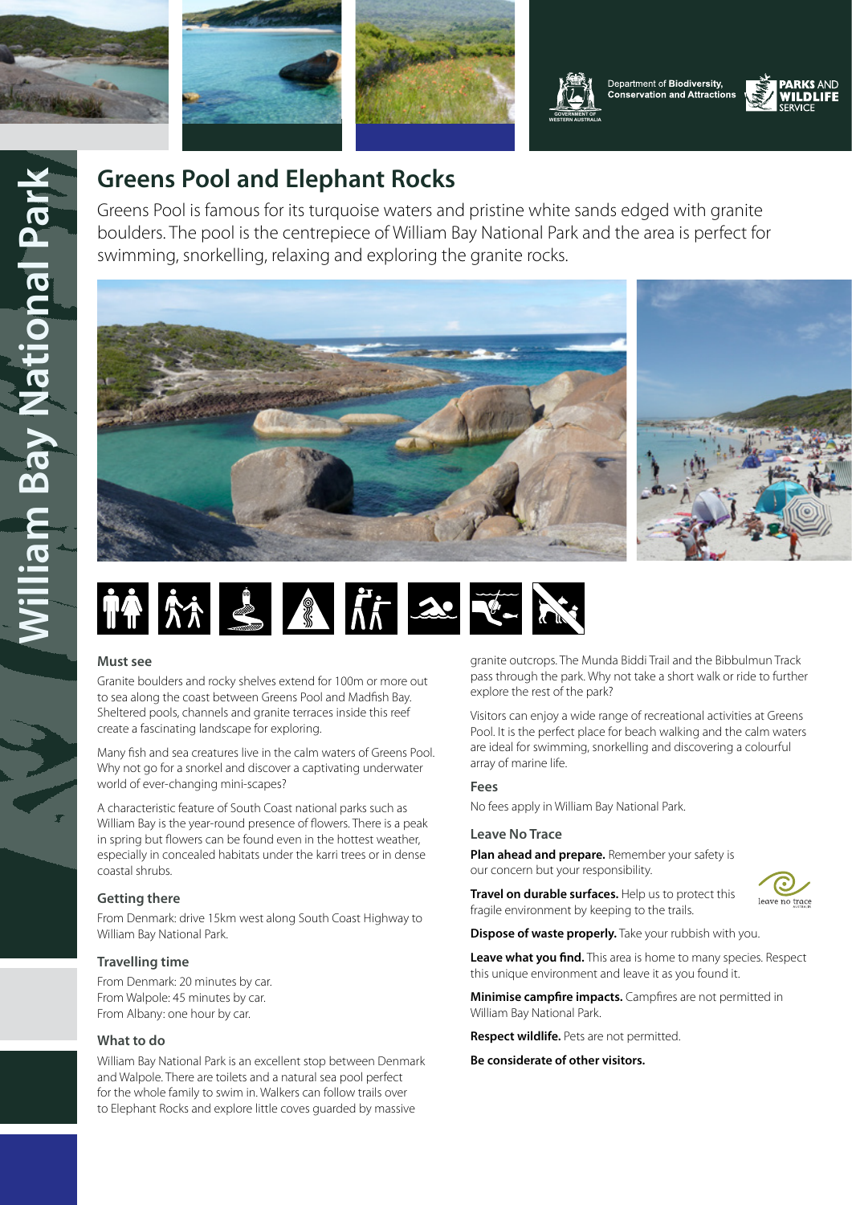Department of **Biodiversity, Conservation and Attractions**

**PARKS AND WILDLIFE SERVICE**

William Bay National Park

# Greens Pool and Elephant Rocks

Greens Pool is famous for its turquoise waters and pristine white sands edged with granite boulders. The pool is the centrepiece of William Bay National Park and the area is perfect for swimming, snorkelling, relaxing and exploring the granite rocks.

## Must see

Granite boulders and rocky shelves extend for 100m or more out to sea along the coast between Greens Pool and Madfish Bay. Sheltered pools, channels and granite terraces inside this reef create a fascinating landscape for exploring.

Many fish and sea creatures live in the calm waters of Greens Pool. Why not go for a snorkel and discover a captivating underwater world of ever-changing mini-scapes?

A characteristic feature of South Coast national parks such as William Bay is the year-round presence of flowers. There is a peak in spring but flowers can be found even in the hottest weather, especially in concealed habitats under the karri trees or in dense coastal shrubs.

## Getting there

From Denmark: drive 15km west along South Coast Highway to William Bay National Park.

## Travelling time

From Denmark: 20 minutes by car.
From Walpole: 45 minutes by car.
From Albany: one hour by car.

## What to do

William Bay National Park is an excellent stop between Denmark and Walpole. There are toilets and a natural sea pool perfect for the whole family to swim in. Walkers can follow trails over to Elephant Rocks and explore little coves guarded by massive granite outcrops. The Munda Biddi Trail and the Bibbulmun Track pass through the park. Why not take a short walk or ride to further explore the rest of the park?

Visitors can enjoy a wide range of recreational activities at Greens Pool. It is the perfect place for beach walking and the calm waters are ideal for swimming, snorkelling and discovering a colourful array of marine life.

## Fees

No fees apply in William Bay National Park.

## Leave No Trace

**Plan ahead and prepare.** Remember your safety is our concern but your responsibility.

**Travel on durable surfaces.** Help us to protect this fragile environment by keeping to the trails.

**Dispose of waste properly.** Take your rubbish with you.

**Leave what you find.** This area is home to many species. Respect this unique environment and leave it as you found it.

**Minimise campfire impacts.** Campfires are not permitted in William Bay National Park.

**Respect wildlife.** Pets are not permitted.

**Be considerate of other visitors.**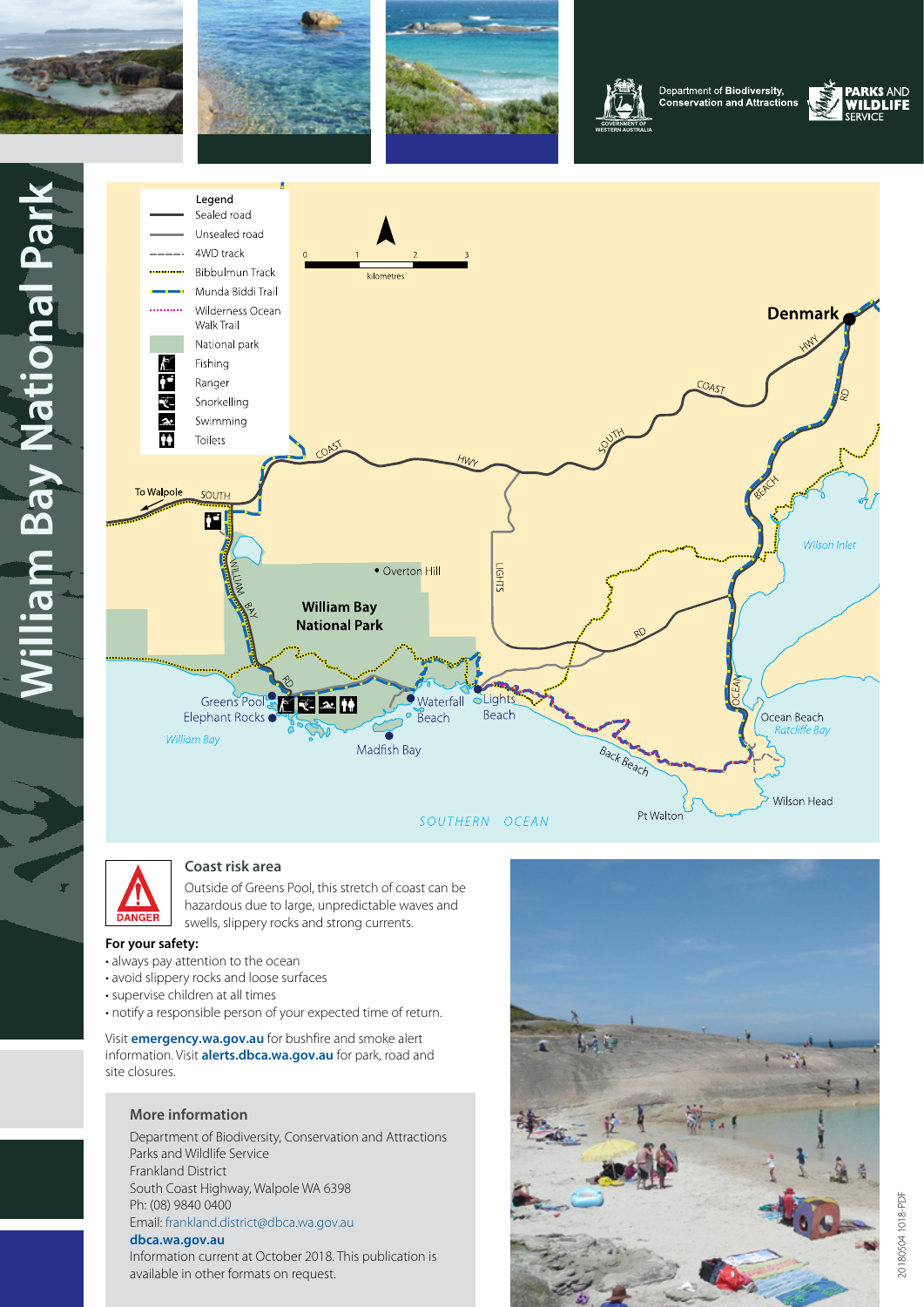# William Bay National Park

Department of Biodiversity, Conservation and Attractions

PARKS AND WILDLIFE SERVICE

Legend
Sealed road
Unsealed road
4WD track
Bibbulmun Track
Munda Biddi Trail
Wilderness Ocean Walk Trail
National park
Fishing
Ranger
Snorkelling
Swimming
Toilets

0 1 2 3
kilometres

Denmark
To Walpole
SOUTH COAST HWY
WILLIAM BAY RD
LIGHTS RD
OCEAN BEACH RD
Overton Hill
William Bay National Park
Greens Pool
Elephant Rocks
William Bay
Madfish Bay
Waterfall Beach
Lights Beach
Back Beach
Pt Walton
Wilson Head
Ocean Beach
Ratcliffe Bay
Wilson Inlet
SOUTHERN OCEAN

## Coast risk area

DANGER

Outside of Greens Pool, this stretch of coast can be hazardous due to large, unpredictable waves and swells, slippery rocks and strong currents.

**For your safety:**

- always pay attention to the ocean
- avoid slippery rocks and loose surfaces
- supervise children at all times
- notify a responsible person of your expected time of return.

Visit **emergency.wa.gov.au** for bushfire and smoke alert information. Visit **alerts.dbca.wa.gov.au** for park, road and site closures.

### More information

Department of Biodiversity, Conservation and Attractions
Parks and Wildlife Service
Frankland District
South Coast Highway, Walpole WA 6398
Ph: (08) 9840 0400
Email: frankland.district@dbca.wa.gov.au
**dbca.wa.gov.au**
Information current at October 2018. This publication is available in other formats on request.

20180504 1018-PDF